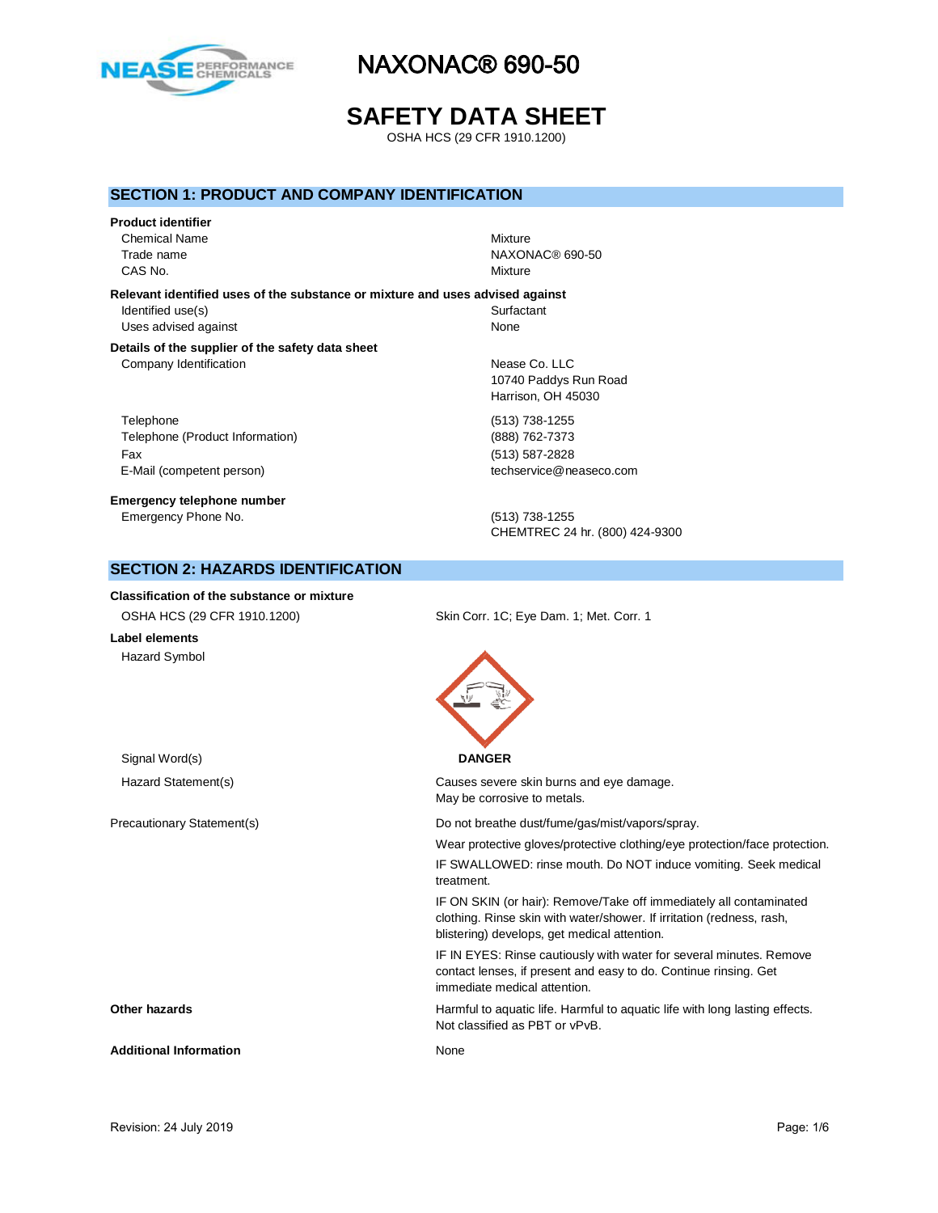# NAXONAC® 690-50

# SAFETY DATA SHEET

OSHA HCS (29 CFR 1910.1200)

## SECTION 1: PRODUCT AND COMPANY IDENTIFICATION

**Product identifier**

| | |
|---|---|
| Chemical Name | Mixture |
| Trade name | NAXONAC® 690-50 |
| CAS No. | Mixture |

**Relevant identified uses of the substance or mixture and uses advised against**

| | |
|---|---|
| Identified use(s) | Surfactant |
| Uses advised against | None |

**Details of the supplier of the safety data sheet**

| | |
|---|---|
| Company Identification | Nease Co. LLC<br>10740 Paddys Run Road<br>Harrison, OH 45030 |
| Telephone | (513) 738-1255 |
| Telephone (Product Information) | (888) 762-7373 |
| Fax | (513) 587-2828 |
| E-Mail (competent person) | techservice@neaseco.com |

**Emergency telephone number**

| | |
|---|---|
| Emergency Phone No. | (513) 738-1255<br>CHEMTREC 24 hr. (800) 424-9300 |

## SECTION 2: HAZARDS IDENTIFICATION

**Classification of the substance or mixture**

| | |
|---|---|
| OSHA HCS (29 CFR 1910.1200) | Skin Corr. 1C; Eye Dam. 1; Met. Corr. 1 |

**Label elements**

Hazard Symbol

Signal Word(s): **DANGER**

Hazard Statement(s):
Causes severe skin burns and eye damage.
May be corrosive to metals.

Precautionary Statement(s):

Do not breathe dust/fume/gas/mist/vapors/spray.

Wear protective gloves/protective clothing/eye protection/face protection.

IF SWALLOWED: rinse mouth. Do NOT induce vomiting. Seek medical treatment.

IF ON SKIN (or hair): Remove/Take off immediately all contaminated clothing. Rinse skin with water/shower. If irritation (redness, rash, blistering) develops, get medical attention.

IF IN EYES: Rinse cautiously with water for several minutes. Remove contact lenses, if present and easy to do. Continue rinsing. Get immediate medical attention.

**Other hazards**: Harmful to aquatic life. Harmful to aquatic life with long lasting effects. Not classified as PBT or vPvB.

**Additional Information**: None

Revision: 24 July 2019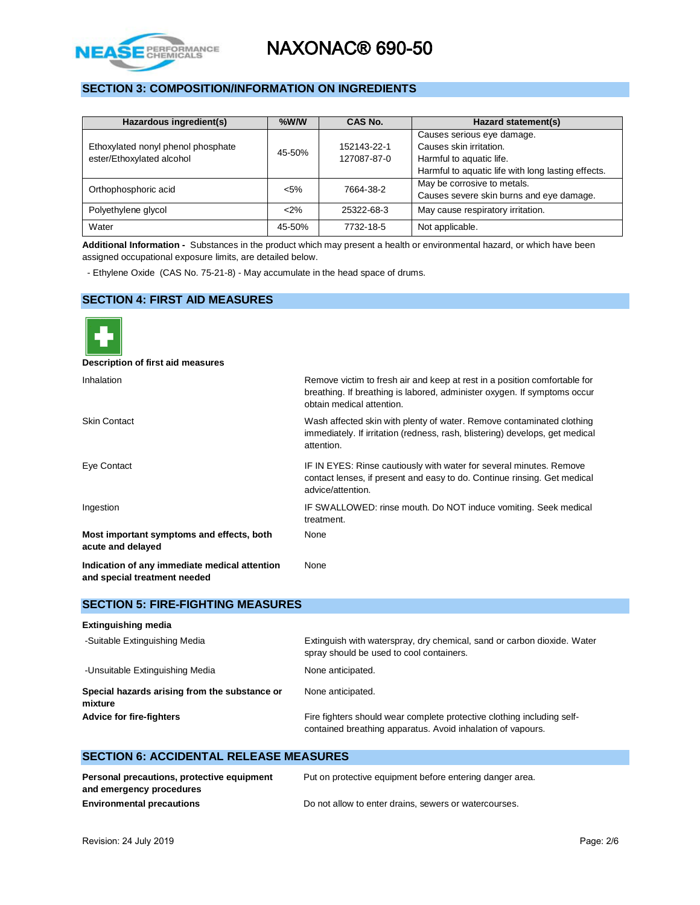## SECTION 3: COMPOSITION/INFORMATION ON INGREDIENTS

| Hazardous ingredient(s) | %W/W | CAS No. | Hazard statement(s) |
|---|---|---|---|
| Ethoxylated nonyl phenol phosphate ester/Ethoxylated alcohol | 45-50% | 152143-22-1<br>127087-87-0 | Causes serious eye damage.<br>Causes skin irritation.<br>Harmful to aquatic life.<br>Harmful to aquatic life with long lasting effects. |
| Orthophosphoric acid | <5% | 7664-38-2 | May be corrosive to metals.<br>Causes severe skin burns and eye damage. |
| Polyethylene glycol | <2% | 25322-68-3 | May cause respiratory irritation. |
| Water | 45-50% | 7732-18-5 | Not applicable. |

**Additional Information -** Substances in the product which may present a health or environmental hazard, or which have been assigned occupational exposure limits, are detailed below.

- Ethylene Oxide (CAS No. 75-21-8) - May accumulate in the head space of drums.

## SECTION 4: FIRST AID MEASURES

**Description of first aid measures**

| | |
|---|---|
| Inhalation | Remove victim to fresh air and keep at rest in a position comfortable for breathing. If breathing is labored, administer oxygen. If symptoms occur obtain medical attention. |
| Skin Contact | Wash affected skin with plenty of water. Remove contaminated clothing immediately. If irritation (redness, rash, blistering) develops, get medical attention. |
| Eye Contact | IF IN EYES: Rinse cautiously with water for several minutes. Remove contact lenses, if present and easy to do. Continue rinsing. Get medical advice/attention. |
| Ingestion | IF SWALLOWED: rinse mouth. Do NOT induce vomiting. Seek medical treatment. |
| **Most important symptoms and effects, both acute and delayed** | None |
| **Indication of any immediate medical attention and special treatment needed** | None |

## SECTION 5: FIRE-FIGHTING MEASURES

**Extinguishing media**

| | |
|---|---|
| -Suitable Extinguishing Media | Extinguish with waterspray, dry chemical, sand or carbon dioxide. Water spray should be used to cool containers. |
| -Unsuitable Extinguishing Media | None anticipated. |
| **Special hazards arising from the substance or mixture** | None anticipated. |
| **Advice for fire-fighters** | Fire fighters should wear complete protective clothing including self-contained breathing apparatus. Avoid inhalation of vapours. |

## SECTION 6: ACCIDENTAL RELEASE MEASURES

| | |
|---|---|
| **Personal precautions, protective equipment and emergency procedures** | Put on protective equipment before entering danger area. |
| **Environmental precautions** | Do not allow to enter drains, sewers or watercourses. |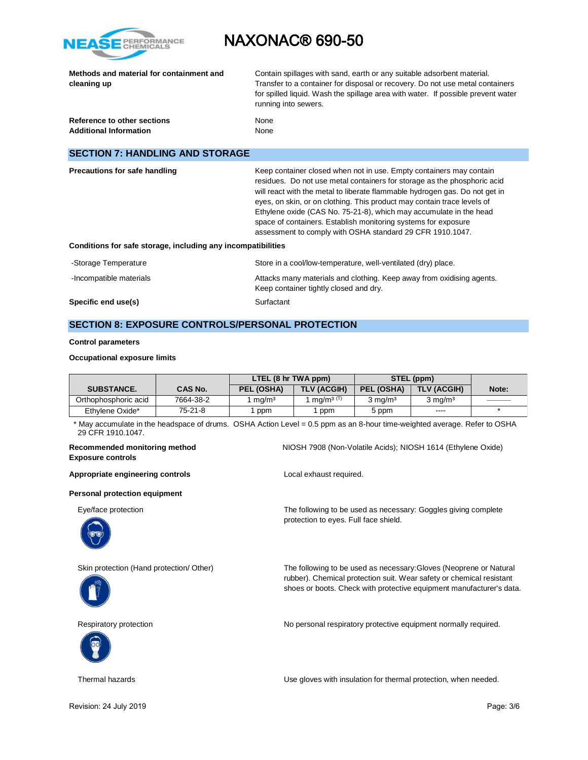**Methods and material for containment and cleaning up**

Contain spillages with sand, earth or any suitable adsorbent material. Transfer to a container for disposal or recovery. Do not use metal containers for spilled liquid. Wash the spillage area with water. If possible prevent water running into sewers.

**Reference to other sections** None

**Additional Information** None

## SECTION 7: HANDLING AND STORAGE

**Precautions for safe handling**

Keep container closed when not in use. Empty containers may contain residues. Do not use metal containers for storage as the phosphoric acid will react with the metal to liberate flammable hydrogen gas. Do not get in eyes, on skin, or on clothing. This product may contain trace levels of Ethylene oxide (CAS No. 75-21-8), which may accumulate in the head space of containers. Establish monitoring systems for exposure assessment to comply with OSHA standard 29 CFR 1910.1047.

**Conditions for safe storage, including any incompatibilities**

-Storage Temperature: Store in a cool/low-temperature, well-ventilated (dry) place.

-Incompatible materials: Attacks many materials and clothing. Keep away from oxidising agents. Keep container tightly closed and dry.

**Specific end use(s)** Surfactant

## SECTION 8: EXPOSURE CONTROLS/PERSONAL PROTECTION

**Control parameters**

**Occupational exposure limits**

| SUBSTANCE. | CAS No. | LTEL (8 hr TWA ppm) | | STEL (ppm) | | Note: |
|---|---|---|---|---|---|---|
| | | PEL (OSHA) | TLV (ACGIH) | PEL (OSHA) | TLV (ACGIH) | |
| Orthophosphoric acid | 7664-38-2 | 1 $mg/m^3$ | 1 $mg/m^3$ (T) | 3 $mg/m^3$ | 3 $mg/m^3$ | ——— |
| Ethylene Oxide* | 75-21-8 | 1 ppm | 1 ppm | 5 ppm | ---- | * |

* May accumulate in the headspace of drums. OSHA Action Level = 0.5 ppm as an 8-hour time-weighted average. Refer to OSHA 29 CFR 1910.1047.

**Recommended monitoring method** NIOSH 7908 (Non-Volatile Acids); NIOSH 1614 (Ethylene Oxide)

**Exposure controls**

**Appropriate engineering controls** Local exhaust required.

**Personal protection equipment**

Eye/face protection: The following to be used as necessary: Goggles giving complete protection to eyes. Full face shield.

Skin protection (Hand protection/ Other): The following to be used as necessary:Gloves (Neoprene or Natural rubber). Chemical protection suit. Wear safety or chemical resistant shoes or boots. Check with protective equipment manufacturer's data.

Respiratory protection: No personal respiratory protective equipment normally required.

Thermal hazards: Use gloves with insulation for thermal protection, when needed.

Revision: 24 July 2019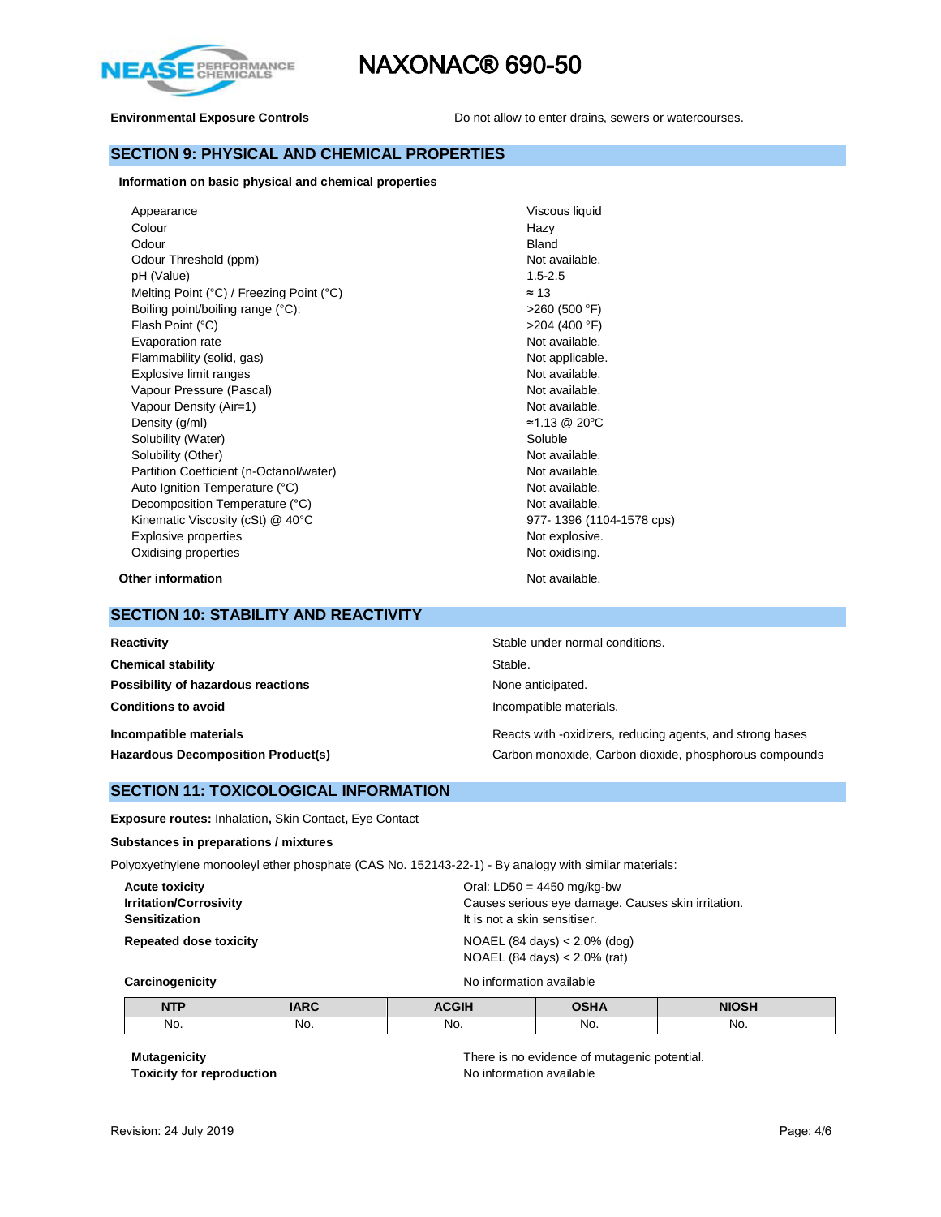**Environmental Exposure Controls** Do not allow to enter drains, sewers or watercourses.

## SECTION 9: PHYSICAL AND CHEMICAL PROPERTIES

**Information on basic physical and chemical properties**

| | |
|---|---|
| Appearance | Viscous liquid |
| Colour | Hazy |
| Odour | Bland |
| Odour Threshold (ppm) | Not available. |
| pH (Value) | 1.5-2.5 |
| Melting Point (°C) / Freezing Point (°C) | ≈ 13 |
| Boiling point/boiling range (°C): | >260 (500 °F) |
| Flash Point (°C) | >204 (400 °F) |
| Evaporation rate | Not available. |
| Flammability (solid, gas) | Not applicable. |
| Explosive limit ranges | Not available. |
| Vapour Pressure (Pascal) | Not available. |
| Vapour Density (Air=1) | Not available. |
| Density (g/ml) | ≈1.13 @ 20°C |
| Solubility (Water) | Soluble |
| Solubility (Other) | Not available. |
| Partition Coefficient (n-Octanol/water) | Not available. |
| Auto Ignition Temperature (°C) | Not available. |
| Decomposition Temperature (°C) | Not available. |
| Kinematic Viscosity (cSt) @ 40°C | 977- 1396 (1104-1578 cps) |
| Explosive properties | Not explosive. |
| Oxidising properties | Not oxidising. |

**Other information** Not available.

## SECTION 10: STABILITY AND REACTIVITY

| | |
|---|---|
| **Reactivity** | Stable under normal conditions. |
| **Chemical stability** | Stable. |
| **Possibility of hazardous reactions** | None anticipated. |
| **Conditions to avoid** | Incompatible materials. |
| **Incompatible materials** | Reacts with -oxidizers, reducing agents, and strong bases |
| **Hazardous Decomposition Product(s)** | Carbon monoxide, Carbon dioxide, phosphorous compounds |

## SECTION 11: TOXICOLOGICAL INFORMATION

**Exposure routes:** Inhalation**,** Skin Contact**,** Eye Contact

**Substances in preparations / mixtures**

Polyoxyethylene monooleyl ether phosphate (CAS No. 152143-22-1) - By analogy with similar materials:

| | |
|---|---|
| **Acute toxicity** | Oral: LD50 = 4450 mg/kg-bw |
| **Irritation/Corrosivity** | Causes serious eye damage. Causes skin irritation. |
| **Sensitization** | It is not a skin sensitiser. |
| **Repeated dose toxicity** | NOAEL (84 days) < 2.0% (dog)<br>NOAEL (84 days) < 2.0% (rat) |

**Carcinogenicity** No information available

| NTP | IARC | ACGIH | OSHA | NIOSH |
|---|---|---|---|---|
| No. | No. | No. | No. | No. |

| | |
|---|---|
| **Mutagenicity** | There is no evidence of mutagenic potential. |
| **Toxicity for reproduction** | No information available |

Revision: 24 July 2019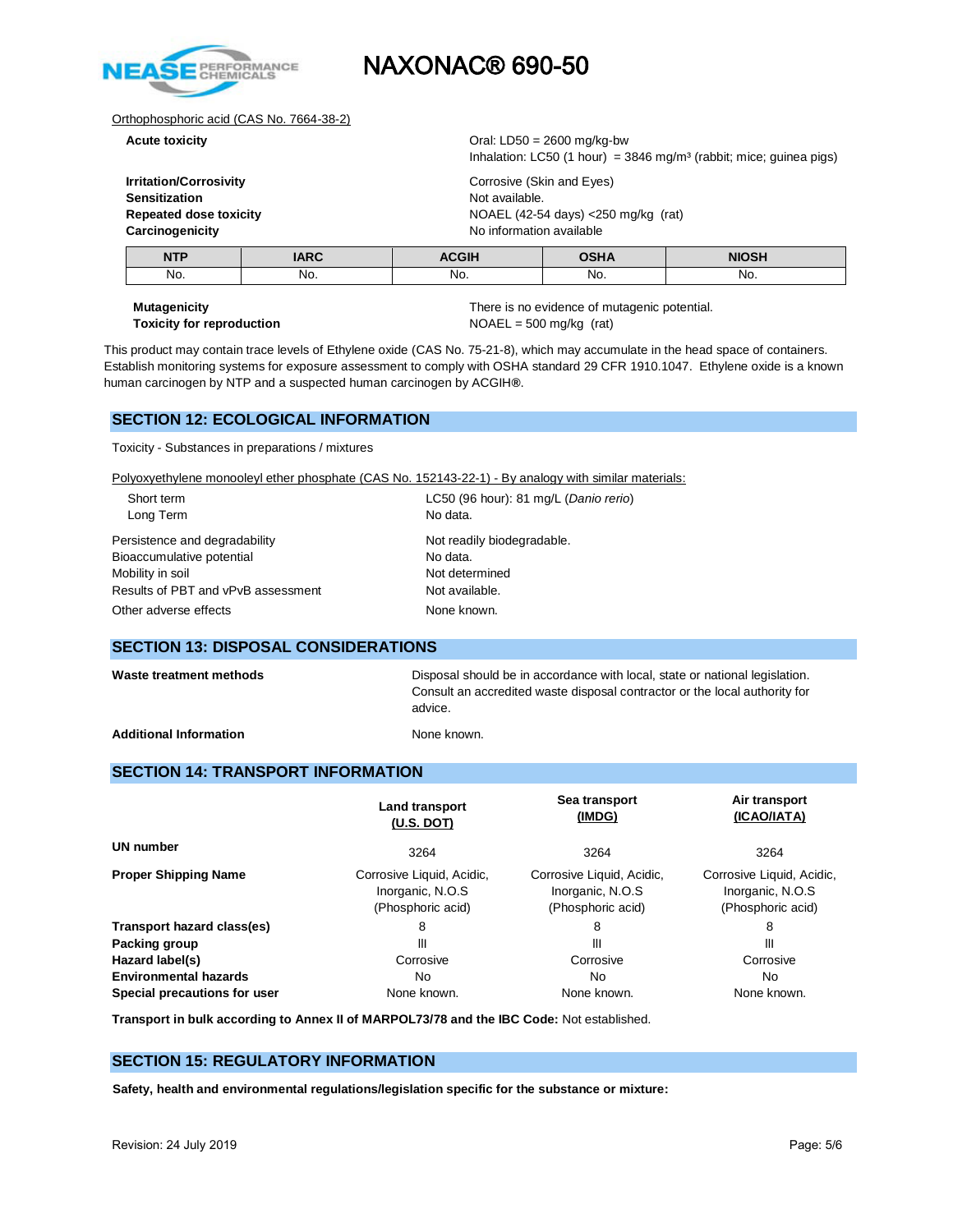Orthophosphoric acid (CAS No. 7664-38-2)

**Acute toxicity** — Oral: LD50 = 2600 mg/kg-bw
Inhalation: LC50 (1 hour) = 3846 mg/m³ (rabbit; mice; guinea pigs)

**Irritation/Corrosivity** — Corrosive (Skin and Eyes)
**Sensitization** — Not available.
**Repeated dose toxicity** — NOAEL (42-54 days) <250 mg/kg (rat)
**Carcinogenicity** — No information available

| NTP | IARC | ACGIH | OSHA | NIOSH |
|---|---|---|---|---|
| No. | No. | No. | No. | No. |

**Mutagenicity** — There is no evidence of mutagenic potential.
**Toxicity for reproduction** — NOAEL = 500 mg/kg (rat)

This product may contain trace levels of Ethylene oxide (CAS No. 75-21-8), which may accumulate in the head space of containers. Establish monitoring systems for exposure assessment to comply with OSHA standard 29 CFR 1910.1047. Ethylene oxide is a known human carcinogen by NTP and a suspected human carcinogen by ACGIH®.

## SECTION 12: ECOLOGICAL INFORMATION

Toxicity - Substances in preparations / mixtures

Polyoxyethylene monooleyl ether phosphate (CAS No. 152143-22-1) - By analogy with similar materials:

| | |
|---|---|
| Short term | LC50 (96 hour): 81 mg/L (*Danio rerio*) |
| Long Term | No data. |
| Persistence and degradability | Not readily biodegradable. |
| Bioaccumulative potential | No data. |
| Mobility in soil | Not determined |
| Results of PBT and vPvB assessment | Not available. |
| Other adverse effects | None known. |

## SECTION 13: DISPOSAL CONSIDERATIONS

**Waste treatment methods** — Disposal should be in accordance with local, state or national legislation. Consult an accredited waste disposal contractor or the local authority for advice.

**Additional Information** — None known.

## SECTION 14: TRANSPORT INFORMATION

| | Land transport (U.S. DOT) | Sea transport (IMDG) | Air transport (ICAO/IATA) |
|---|---|---|---|
| **UN number** | 3264 | 3264 | 3264 |
| **Proper Shipping Name** | Corrosive Liquid, Acidic, Inorganic, N.O.S (Phosphoric acid) | Corrosive Liquid, Acidic, Inorganic, N.O.S (Phosphoric acid) | Corrosive Liquid, Acidic, Inorganic, N.O.S (Phosphoric acid) |
| **Transport hazard class(es)** | 8 | 8 | 8 |
| **Packing group** | III | III | III |
| **Hazard label(s)** | Corrosive | Corrosive | Corrosive |
| **Environmental hazards** | No | No | No |
| **Special precautions for user** | None known. | None known. | None known. |

**Transport in bulk according to Annex II of MARPOL73/78 and the IBC Code:** Not established.

## SECTION 15: REGULATORY INFORMATION

**Safety, health and environmental regulations/legislation specific for the substance or mixture:**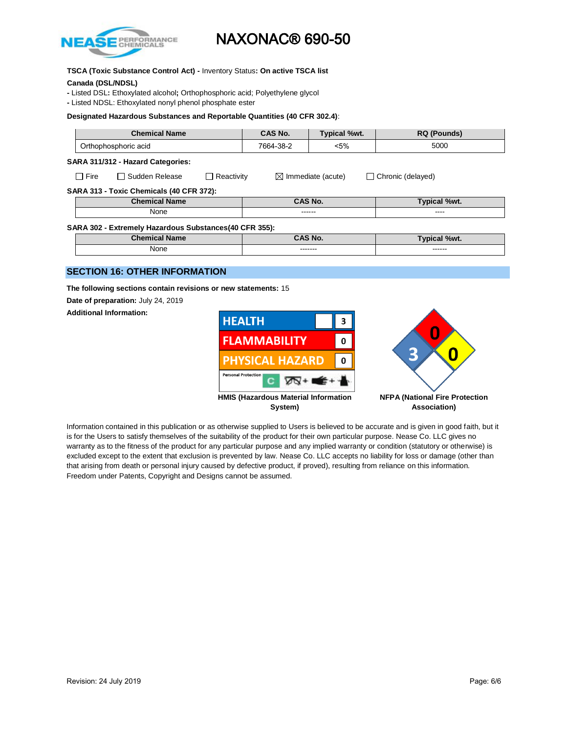**TSCA (Toxic Substance Control Act) -** Inventory Status**: On active TSCA list**

**Canada (DSL/NDSL)**

**-** Listed DSL**:** Ethoxylated alcohol**;** Orthophosphoric acid; Polyethylene glycol

**-** Listed NDSL: Ethoxylated nonyl phenol phosphate ester

**Designated Hazardous Substances and Reportable Quantities (40 CFR 302.4)**:

| Chemical Name | CAS No. | Typical %wt. | RQ (Pounds) |
|---|---|---|---|
| Orthophosphoric acid | 7664-38-2 | <5% | 5000 |

**SARA 311/312 - Hazard Categories:**

☐ Fire ☐ Sudden Release ☐ Reactivity ☒ Immediate (acute) ☐ Chronic (delayed)

**SARA 313 - Toxic Chemicals (40 CFR 372):**

| Chemical Name | CAS No. | Typical %wt. |
|---|---|---|
| None | ------ | ---- |

**SARA 302 - Extremely Hazardous Substances(40 CFR 355):**

| Chemical Name | CAS No. | Typical %wt. |
|---|---|---|
| None | ------- | ------ |

## SECTION 16: OTHER INFORMATION

**The following sections contain revisions or new statements:** 15

**Date of preparation:** July 24, 2019

**Additional Information:**

| HMIS | |
|---|---|
| HEALTH | 3 |
| FLAMMABILITY | 0 |
| PHYSICAL HAZARD | 0 |
| Personal Protection | C |

**HMIS (Hazardous Material Information System)**

NFPA: Health 3, Flammability 0, Reactivity 0

**NFPA (National Fire Protection Association)**

Information contained in this publication or as otherwise supplied to Users is believed to be accurate and is given in good faith, but it is for the Users to satisfy themselves of the suitability of the product for their own particular purpose. Nease Co. LLC gives no warranty as to the fitness of the product for any particular purpose and any implied warranty or condition (statutory or otherwise) is excluded except to the extent that exclusion is prevented by law. Nease Co. LLC accepts no liability for loss or damage (other than that arising from death or personal injury caused by defective product, if proved), resulting from reliance on this information. Freedom under Patents, Copyright and Designs cannot be assumed.